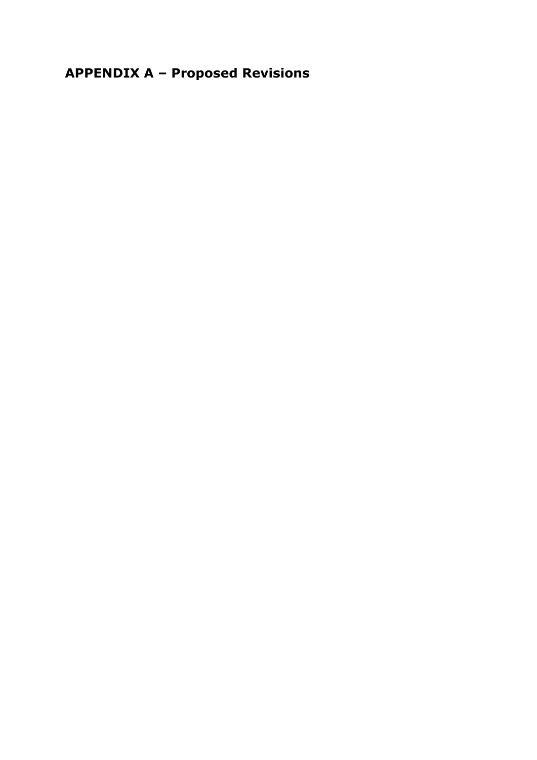# APPENDIX A – Proposed Revisions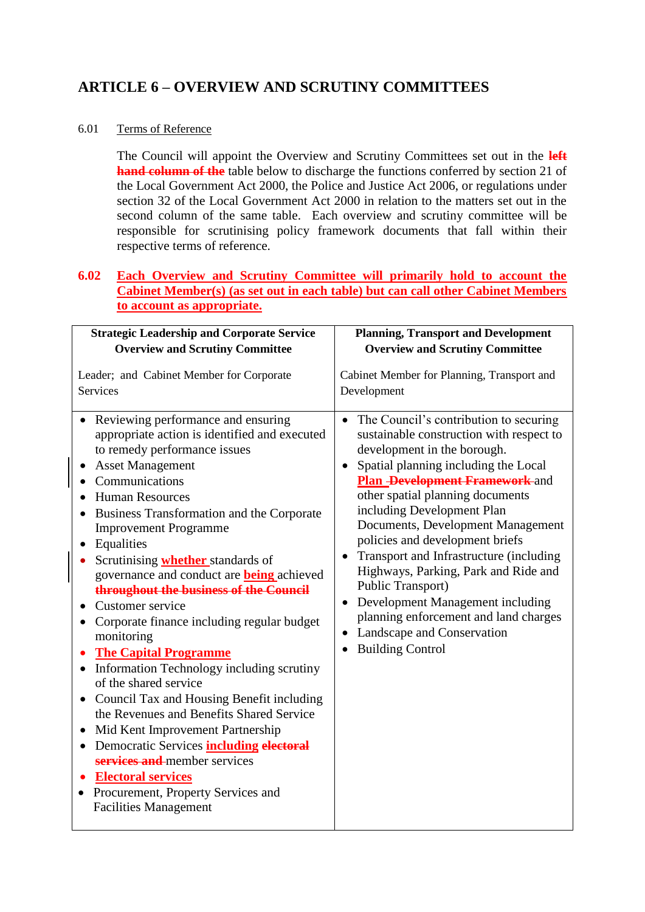# ARTICLE 6 – OVERVIEW AND SCRUTINY COMMITTEES

6.01 Terms of Reference

The Council will appoint the Overview and Scrutiny Committees set out in the ~~left hand column of the~~ table below to discharge the functions conferred by section 21 of the Local Government Act 2000, the Police and Justice Act 2006, or regulations under section 32 of the Local Government Act 2000 in relation to the matters set out in the second column of the same table. Each overview and scrutiny committee will be responsible for scrutinising policy framework documents that fall within their respective terms of reference.

**6.02 Each Overview and Scrutiny Committee will primarily hold to account the Cabinet Member(s) (as set out in each table) but can call other Cabinet Members to account as appropriate.**

| **Strategic Leadership and Corporate Service Overview and Scrutiny Committee**<br><br>Leader; and Cabinet Member for Corporate Services | **Planning, Transport and Development Overview and Scrutiny Committee**<br><br>Cabinet Member for Planning, Transport and Development |
|---|---|
| • Reviewing performance and ensuring appropriate action is identified and executed to remedy performance issues<br>• Asset Management<br>• Communications<br>• Human Resources<br>• Business Transformation and the Corporate Improvement Programme<br>• Equalities<br>• Scrutinising **whether** standards of governance and conduct are **being** achieved ~~throughout the business of the Council~~<br>• Customer service<br>• Corporate finance including regular budget monitoring<br>• **The Capital Programme**<br>• Information Technology including scrutiny of the shared service<br>• Council Tax and Housing Benefit including the Revenues and Benefits Shared Service<br>• Mid Kent Improvement Partnership<br>• Democratic Services **including** ~~electoral services and~~ member services<br>• **Electoral services**<br>• Procurement, Property Services and Facilities Management | • The Council's contribution to securing sustainable construction with respect to development in the borough.<br>• Spatial planning including the Local **Plan** ~~Development Framework~~ and other spatial planning documents including Development Plan Documents, Development Management policies and development briefs<br>• Transport and Infrastructure (including Highways, Parking, Park and Ride and Public Transport)<br>• Development Management including planning enforcement and land charges<br>• Landscape and Conservation<br>• Building Control |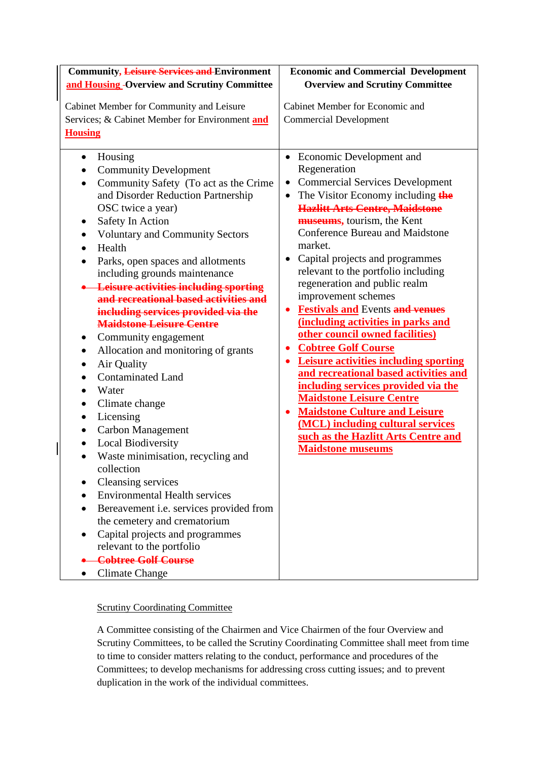| Community, ~~Leisure Services and~~ Environment and Housing Overview and Scrutiny Committee | Economic and Commercial Development Overview and Scrutiny Committee |
|---|---|
| Cabinet Member for Community and Leisure Services; & Cabinet Member for Environment and Housing | Cabinet Member for Economic and Commercial Development |
| • Housing<br>• Community Development<br>• Community Safety (To act as the Crime and Disorder Reduction Partnership OSC twice a year)<br>• Safety In Action<br>• Voluntary and Community Sectors<br>• Health<br>• Parks, open spaces and allotments including grounds maintenance<br>• ~~Leisure activities including sporting and recreational based activities and including services provided via the Maidstone Leisure Centre~~<br>• Community engagement<br>• Allocation and monitoring of grants<br>• Air Quality<br>• Contaminated Land<br>• Water<br>• Climate change<br>• Licensing<br>• Carbon Management<br>• Local Biodiversity<br>• Waste minimisation, recycling and collection<br>• Cleansing services<br>• Environmental Health services<br>• Bereavement i.e. services provided from the cemetery and crematorium<br>• Capital projects and programmes relevant to the portfolio<br>• ~~Cobtree Golf Course~~<br>• Climate Change | • Economic Development and Regeneration<br>• Commercial Services Development<br>• The Visitor Economy including ~~the Hazlitt Arts Centre, Maidstone museums,~~ tourism, the Kent Conference Bureau and Maidstone market.<br>• Capital projects and programmes relevant to the portfolio including regeneration and public realm improvement schemes<br>• Festivals and Events ~~and venues~~ (including activities in parks and other council owned facilities)<br>• Cobtree Golf Course<br>• Leisure activities including sporting and recreational based activities and including services provided via the Maidstone Leisure Centre<br>• Maidstone Culture and Leisure (MCL) including cultural services such as the Hazlitt Arts Centre and Maidstone museums |

Scrutiny Coordinating Committee

A Committee consisting of the Chairmen and Vice Chairmen of the four Overview and Scrutiny Committees, to be called the Scrutiny Coordinating Committee shall meet from time to time to consider matters relating to the conduct, performance and procedures of the Committees; to develop mechanisms for addressing cross cutting issues; and to prevent duplication in the work of the individual committees.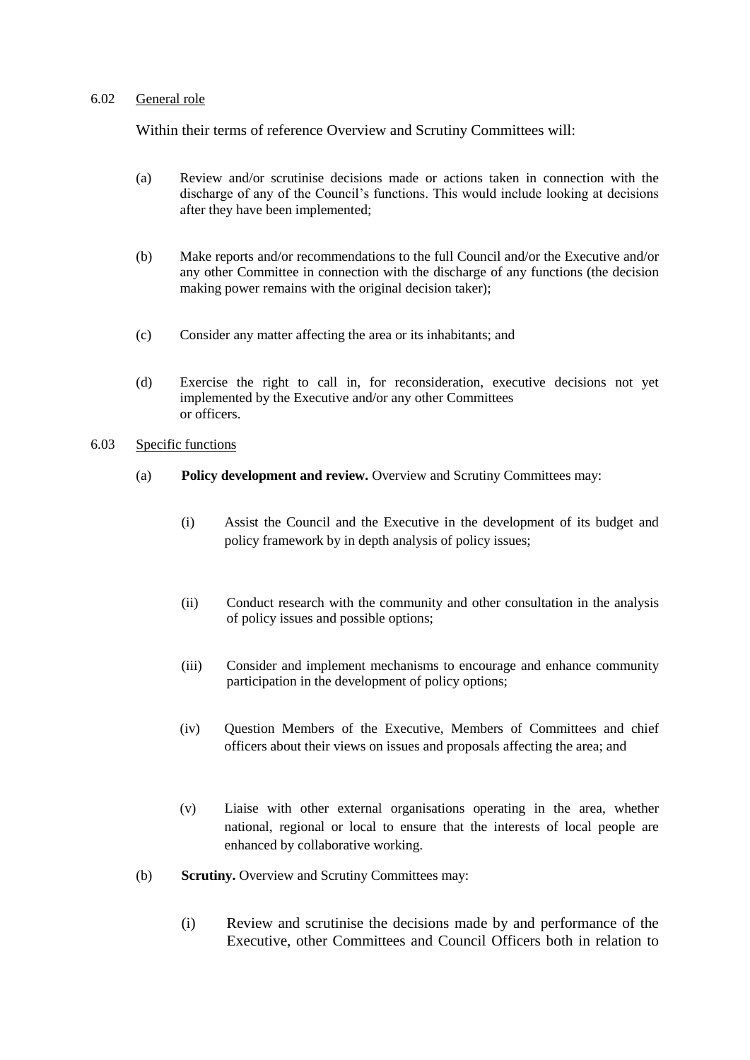6.02 General role

Within their terms of reference Overview and Scrutiny Committees will:

(a) Review and/or scrutinise decisions made or actions taken in connection with the discharge of any of the Council's functions. This would include looking at decisions after they have been implemented;

(b) Make reports and/or recommendations to the full Council and/or the Executive and/or any other Committee in connection with the discharge of any functions (the decision making power remains with the original decision taker);

(c) Consider any matter affecting the area or its inhabitants; and

(d) Exercise the right to call in, for reconsideration, executive decisions not yet implemented by the Executive and/or any other Committees or officers.

6.03 Specific functions

(a) **Policy development and review.** Overview and Scrutiny Committees may:

(i) Assist the Council and the Executive in the development of its budget and policy framework by in depth analysis of policy issues;

(ii) Conduct research with the community and other consultation in the analysis of policy issues and possible options;

(iii) Consider and implement mechanisms to encourage and enhance community participation in the development of policy options;

(iv) Question Members of the Executive, Members of Committees and chief officers about their views on issues and proposals affecting the area; and

(v) Liaise with other external organisations operating in the area, whether national, regional or local to ensure that the interests of local people are enhanced by collaborative working.

(b) **Scrutiny.** Overview and Scrutiny Committees may:

(i) Review and scrutinise the decisions made by and performance of the Executive, other Committees and Council Officers both in relation to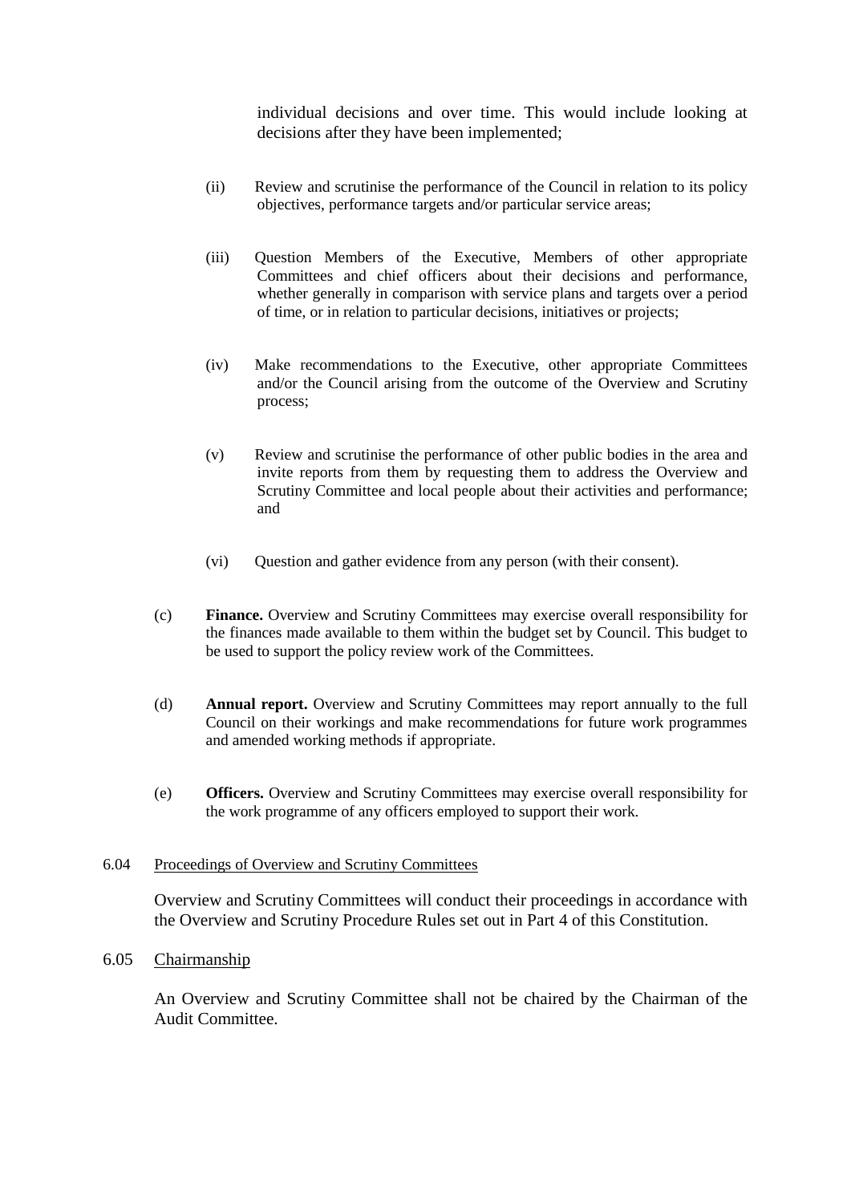individual decisions and over time. This would include looking at decisions after they have been implemented;

(ii) Review and scrutinise the performance of the Council in relation to its policy objectives, performance targets and/or particular service areas;

(iii) Question Members of the Executive, Members of other appropriate Committees and chief officers about their decisions and performance, whether generally in comparison with service plans and targets over a period of time, or in relation to particular decisions, initiatives or projects;

(iv) Make recommendations to the Executive, other appropriate Committees and/or the Council arising from the outcome of the Overview and Scrutiny process;

(v) Review and scrutinise the performance of other public bodies in the area and invite reports from them by requesting them to address the Overview and Scrutiny Committee and local people about their activities and performance; and

(vi) Question and gather evidence from any person (with their consent).

(c) **Finance.** Overview and Scrutiny Committees may exercise overall responsibility for the finances made available to them within the budget set by Council. This budget to be used to support the policy review work of the Committees.

(d) **Annual report.** Overview and Scrutiny Committees may report annually to the full Council on their workings and make recommendations for future work programmes and amended working methods if appropriate.

(e) **Officers.** Overview and Scrutiny Committees may exercise overall responsibility for the work programme of any officers employed to support their work.

6.04 Proceedings of Overview and Scrutiny Committees

Overview and Scrutiny Committees will conduct their proceedings in accordance with the Overview and Scrutiny Procedure Rules set out in Part 4 of this Constitution.

6.05 Chairmanship

An Overview and Scrutiny Committee shall not be chaired by the Chairman of the Audit Committee.